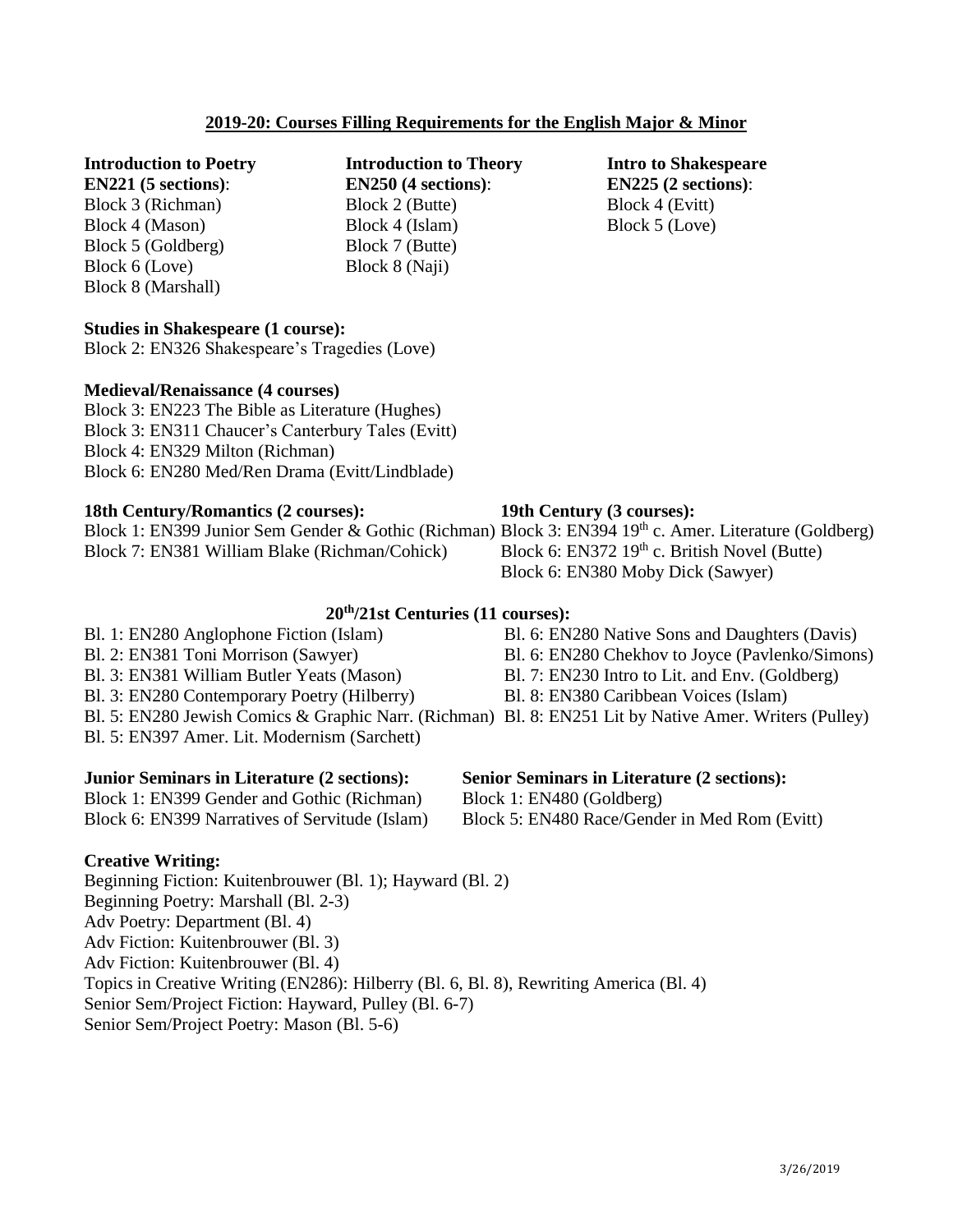# 2019-20: Courses Filling Requirements for the English Major & Minor

**Introduction to Poetry**
**EN221 (5 sections)**:
Block 3 (Richman)
Block 4 (Mason)
Block 5 (Goldberg)
Block 6 (Love)
Block 8 (Marshall)

**Introduction to Theory**
**EN250 (4 sections)**:
Block 2 (Butte)
Block 4 (Islam)
Block 7 (Butte)
Block 8 (Naji)

**Intro to Shakespeare**
**EN225 (2 sections)**:
Block 4 (Evitt)
Block 5 (Love)

**Studies in Shakespeare (1 course):**
Block 2: EN326 Shakespeare's Tragedies (Love)

**Medieval/Renaissance (4 courses)**
Block 3: EN223 The Bible as Literature (Hughes)
Block 3: EN311 Chaucer's Canterbury Tales (Evitt)
Block 4: EN329 Milton (Richman)
Block 6: EN280 Med/Ren Drama (Evitt/Lindblade)

**18th Century/Romantics (2 courses):**
Block 1: EN399 Junior Sem Gender & Gothic (Richman)
Block 7: EN381 William Blake (Richman/Cohick)

**19th Century (3 courses):**
Block 3: EN394 19th c. Amer. Literature (Goldberg)
Block 6: EN372 19th c. British Novel (Butte)
Block 6: EN380 Moby Dick (Sawyer)

**20th/21st Centuries (11 courses):**
Bl. 1: EN280 Anglophone Fiction (Islam)
Bl. 2: EN381 Toni Morrison (Sawyer)
Bl. 3: EN381 William Butler Yeats (Mason)
Bl. 3: EN280 Contemporary Poetry (Hilberry)
Bl. 5: EN280 Jewish Comics & Graphic Narr. (Richman)
Bl. 5: EN397 Amer. Lit. Modernism (Sarchett)
Bl. 6: EN280 Native Sons and Daughters (Davis)
Bl. 6: EN280 Chekhov to Joyce (Pavlenko/Simons)
Bl. 7: EN230 Intro to Lit. and Env. (Goldberg)
Bl. 8: EN380 Caribbean Voices (Islam)
Bl. 8: EN251 Lit by Native Amer. Writers (Pulley)

**Junior Seminars in Literature (2 sections):**
Block 1: EN399 Gender and Gothic (Richman)
Block 6: EN399 Narratives of Servitude (Islam)

**Senior Seminars in Literature (2 sections):**
Block 1: EN480 (Goldberg)
Block 5: EN480 Race/Gender in Med Rom (Evitt)

**Creative Writing:**
Beginning Fiction: Kuitenbrouwer (Bl. 1); Hayward (Bl. 2)
Beginning Poetry: Marshall (Bl. 2-3)
Adv Poetry: Department (Bl. 4)
Adv Fiction: Kuitenbrouwer (Bl. 3)
Adv Fiction: Kuitenbrouwer (Bl. 4)
Topics in Creative Writing (EN286): Hilberry (Bl. 6, Bl. 8), Rewriting America (Bl. 4)
Senior Sem/Project Fiction: Hayward, Pulley (Bl. 6-7)
Senior Sem/Project Poetry: Mason (Bl. 5-6)

3/26/2019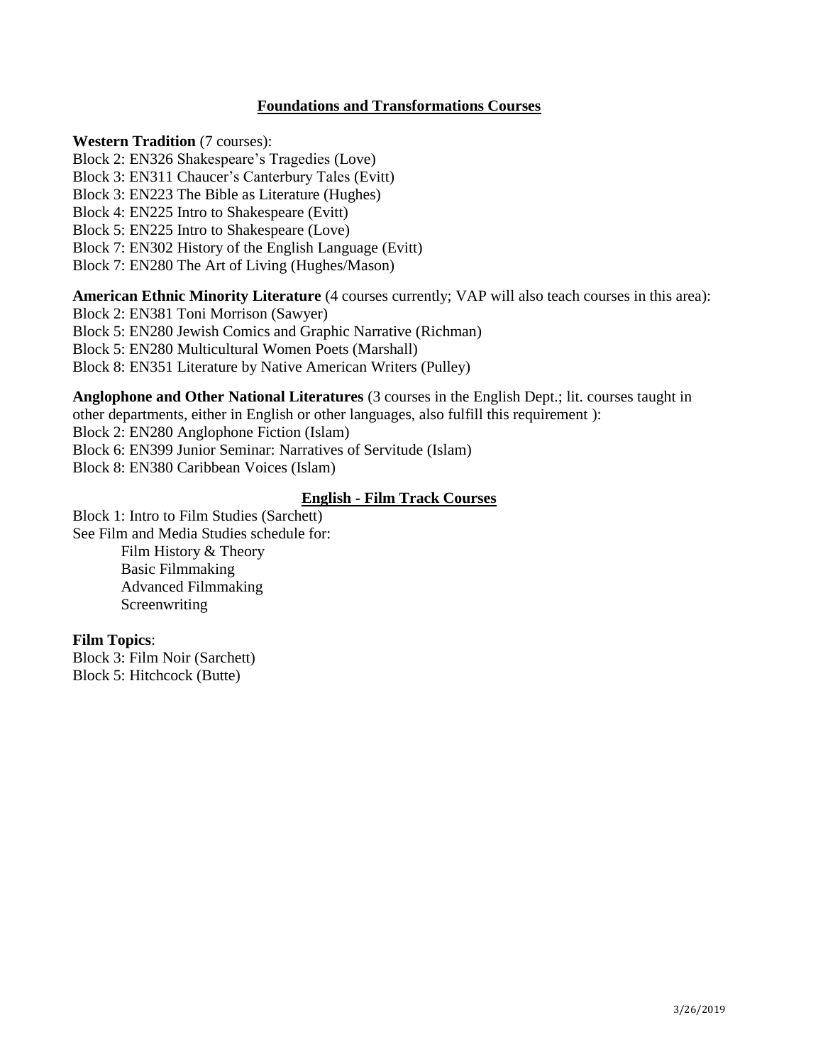## Foundations and Transformations Courses

**Western Tradition** (7 courses):
Block 2: EN326 Shakespeare's Tragedies (Love)
Block 3: EN311 Chaucer's Canterbury Tales (Evitt)
Block 3: EN223 The Bible as Literature (Hughes)
Block 4: EN225 Intro to Shakespeare (Evitt)
Block 5: EN225 Intro to Shakespeare (Love)
Block 7: EN302 History of the English Language (Evitt)
Block 7: EN280 The Art of Living (Hughes/Mason)

**American Ethnic Minority Literature** (4 courses currently; VAP will also teach courses in this area):
Block 2: EN381 Toni Morrison (Sawyer)
Block 5: EN280 Jewish Comics and Graphic Narrative (Richman)
Block 5: EN280 Multicultural Women Poets (Marshall)
Block 8: EN351 Literature by Native American Writers (Pulley)

**Anglophone and Other National Literatures** (3 courses in the English Dept.; lit. courses taught in other departments, either in English or other languages, also fulfill this requirement ):
Block 2: EN280 Anglophone Fiction (Islam)
Block 6: EN399 Junior Seminar: Narratives of Servitude (Islam)
Block 8: EN380 Caribbean Voices (Islam)

## English - Film Track Courses

Block 1: Intro to Film Studies (Sarchett)
See Film and Media Studies schedule for:

- Film History & Theory
- Basic Filmmaking
- Advanced Filmmaking
- Screenwriting

**Film Topics**:
Block 3: Film Noir (Sarchett)
Block 5: Hitchcock (Butte)

3/26/2019